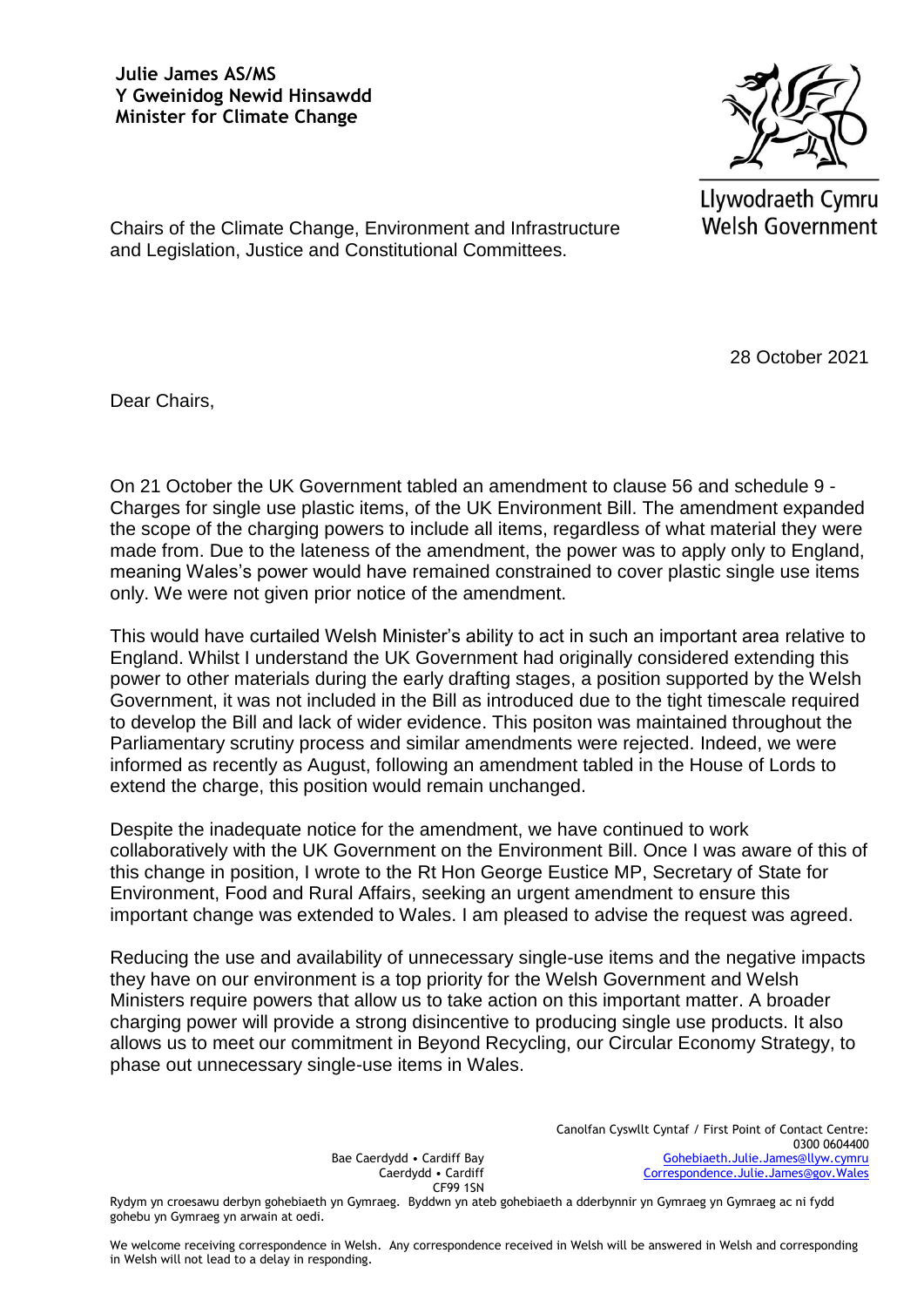**Julie James AS/MS**
**Y Gweinidog Newid Hinsawdd**
**Minister for Climate Change**

Llywodraeth Cymru
Welsh Government

Chairs of the Climate Change, Environment and Infrastructure and Legislation, Justice and Constitutional Committees.

28 October 2021

Dear Chairs,

On 21 October the UK Government tabled an amendment to clause 56 and schedule 9 - Charges for single use plastic items, of the UK Environment Bill. The amendment expanded the scope of the charging powers to include all items, regardless of what material they were made from. Due to the lateness of the amendment, the power was to apply only to England, meaning Wales's power would have remained constrained to cover plastic single use items only. We were not given prior notice of the amendment.

This would have curtailed Welsh Minister's ability to act in such an important area relative to England. Whilst I understand the UK Government had originally considered extending this power to other materials during the early drafting stages, a position supported by the Welsh Government, it was not included in the Bill as introduced due to the tight timescale required to develop the Bill and lack of wider evidence. This positon was maintained throughout the Parliamentary scrutiny process and similar amendments were rejected. Indeed, we were informed as recently as August, following an amendment tabled in the House of Lords to extend the charge, this position would remain unchanged.

Despite the inadequate notice for the amendment, we have continued to work collaboratively with the UK Government on the Environment Bill. Once I was aware of this of this change in position, I wrote to the Rt Hon George Eustice MP, Secretary of State for Environment, Food and Rural Affairs, seeking an urgent amendment to ensure this important change was extended to Wales. I am pleased to advise the request was agreed.

Reducing the use and availability of unnecessary single-use items and the negative impacts they have on our environment is a top priority for the Welsh Government and Welsh Ministers require powers that allow us to take action on this important matter. A broader charging power will provide a strong disincentive to producing single use products. It also allows us to meet our commitment in Beyond Recycling, our Circular Economy Strategy, to phase out unnecessary single-use items in Wales.

Bae Caerdydd • Cardiff Bay
Caerdydd • Cardiff
CF99 1SN

Canolfan Cyswllt Cyntaf / First Point of Contact Centre:
0300 0604400
Gohebiaeth.Julie.James@llyw.cymru
Correspondence.Julie.James@gov.Wales

Rydym yn croesawu derbyn gohebiaeth yn Gymraeg. Byddwn yn ateb gohebiaeth a dderbynnir yn Gymraeg yn Gymraeg ac ni fydd gohebu yn Gymraeg yn arwain at oedi.

We welcome receiving correspondence in Welsh. Any correspondence received in Welsh will be answered in Welsh and corresponding in Welsh will not lead to a delay in responding.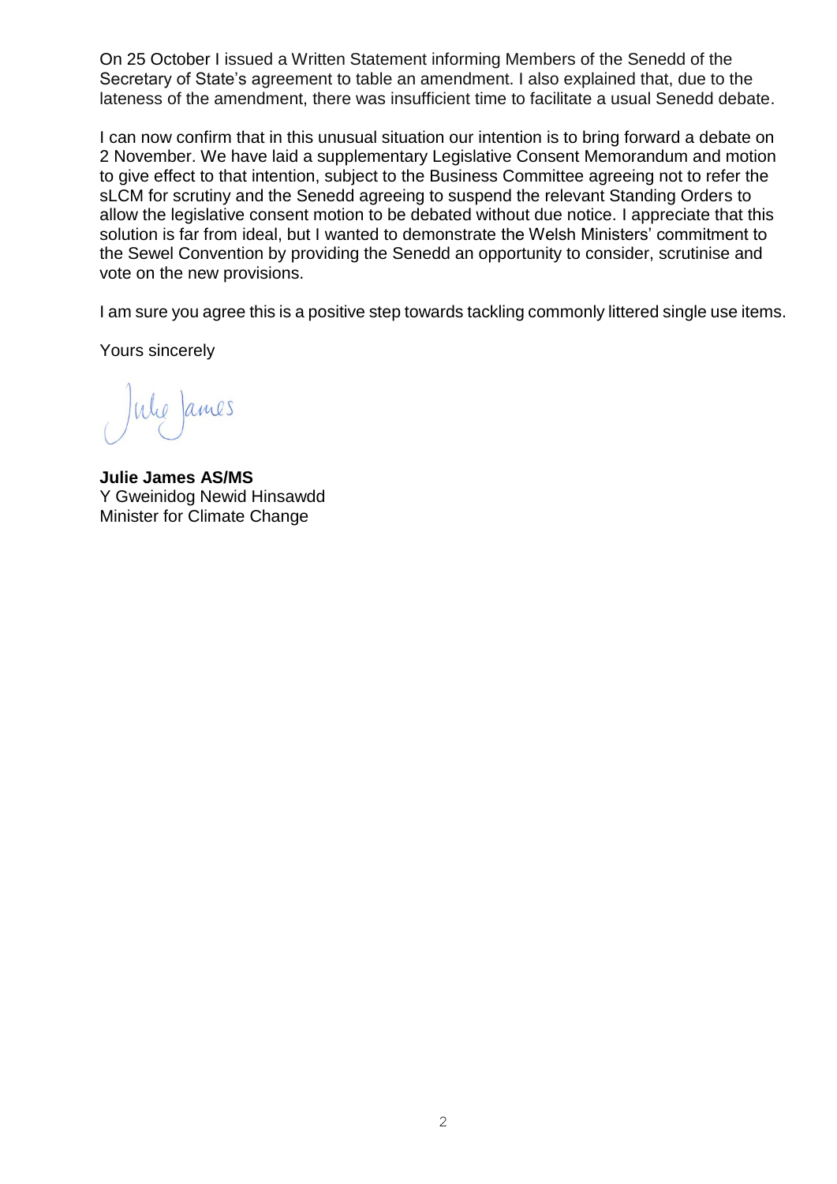On 25 October I issued a Written Statement informing Members of the Senedd of the Secretary of State's agreement to table an amendment. I also explained that, due to the lateness of the amendment, there was insufficient time to facilitate a usual Senedd debate.

I can now confirm that in this unusual situation our intention is to bring forward a debate on 2 November. We have laid a supplementary Legislative Consent Memorandum and motion to give effect to that intention, subject to the Business Committee agreeing not to refer the sLCM for scrutiny and the Senedd agreeing to suspend the relevant Standing Orders to allow the legislative consent motion to be debated without due notice. I appreciate that this solution is far from ideal, but I wanted to demonstrate the Welsh Ministers' commitment to the Sewel Convention by providing the Senedd an opportunity to consider, scrutinise and vote on the new provisions.

I am sure you agree this is a positive step towards tackling commonly littered single use items.

Yours sincerely

Julie James

**Julie James AS/MS**
Y Gweinidog Newid Hinsawdd
Minister for Climate Change